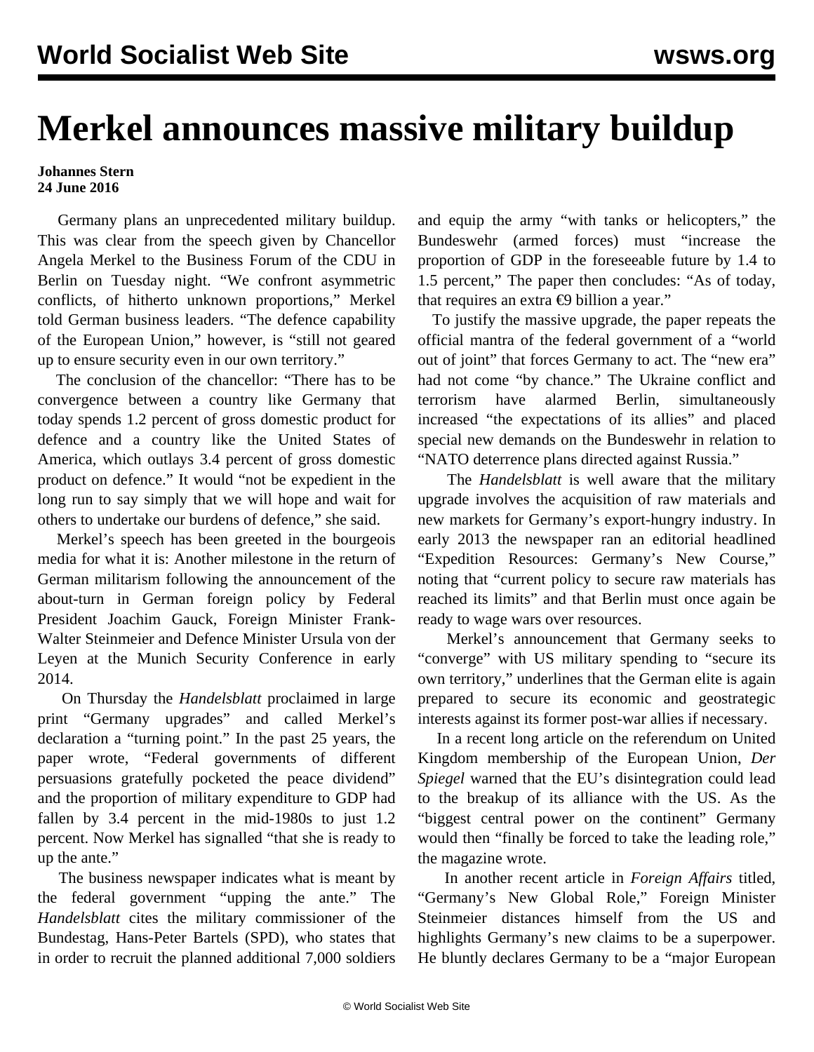# Merkel announces massive military buildup

**Johannes Stern**
**24 June 2016**

Germany plans an unprecedented military buildup. This was clear from the speech given by Chancellor Angela Merkel to the Business Forum of the CDU in Berlin on Tuesday night. "We confront asymmetric conflicts, of hitherto unknown proportions," Merkel told German business leaders. "The defence capability of the European Union," however, is "still not geared up to ensure security even in our own territory."

The conclusion of the chancellor: "There has to be convergence between a country like Germany that today spends 1.2 percent of gross domestic product for defence and a country like the United States of America, which outlays 3.4 percent of gross domestic product on defence." It would "not be expedient in the long run to say simply that we will hope and wait for others to undertake our burdens of defence," she said.

Merkel's speech has been greeted in the bourgeois media for what it is: Another milestone in the return of German militarism following the announcement of the about-turn in German foreign policy by Federal President Joachim Gauck, Foreign Minister Frank-Walter Steinmeier and Defence Minister Ursula von der Leyen at the Munich Security Conference in early 2014.

On Thursday the *Handelsblatt* proclaimed in large print "Germany upgrades" and called Merkel's declaration a "turning point." In the past 25 years, the paper wrote, "Federal governments of different persuasions gratefully pocketed the peace dividend" and the proportion of military expenditure to GDP had fallen by 3.4 percent in the mid-1980s to just 1.2 percent. Now Merkel has signalled "that she is ready to up the ante."

The business newspaper indicates what is meant by the federal government "upping the ante." The *Handelsblatt* cites the military commissioner of the Bundestag, Hans-Peter Bartels (SPD), who states that in order to recruit the planned additional 7,000 soldiers and equip the army "with tanks or helicopters," the Bundeswehr (armed forces) must "increase the proportion of GDP in the foreseeable future by 1.4 to 1.5 percent," The paper then concludes: "As of today, that requires an extra €9 billion a year."

To justify the massive upgrade, the paper repeats the official mantra of the federal government of a "world out of joint" that forces Germany to act. The "new era" had not come "by chance." The Ukraine conflict and terrorism have alarmed Berlin, simultaneously increased "the expectations of its allies" and placed special new demands on the Bundeswehr in relation to "NATO deterrence plans directed against Russia."

The *Handelsblatt* is well aware that the military upgrade involves the acquisition of raw materials and new markets for Germany's export-hungry industry. In early 2013 the newspaper ran an editorial headlined "Expedition Resources: Germany's New Course," noting that "current policy to secure raw materials has reached its limits" and that Berlin must once again be ready to wage wars over resources.

Merkel's announcement that Germany seeks to "converge" with US military spending to "secure its own territory," underlines that the German elite is again prepared to secure its economic and geostrategic interests against its former post-war allies if necessary.

In a recent long article on the referendum on United Kingdom membership of the European Union, *Der Spiegel* warned that the EU's disintegration could lead to the breakup of its alliance with the US. As the "biggest central power on the continent" Germany would then "finally be forced to take the leading role," the magazine wrote.

In another recent article in *Foreign Affairs* titled, "Germany's New Global Role," Foreign Minister Steinmeier distances himself from the US and highlights Germany's new claims to be a superpower. He bluntly declares Germany to be a "major European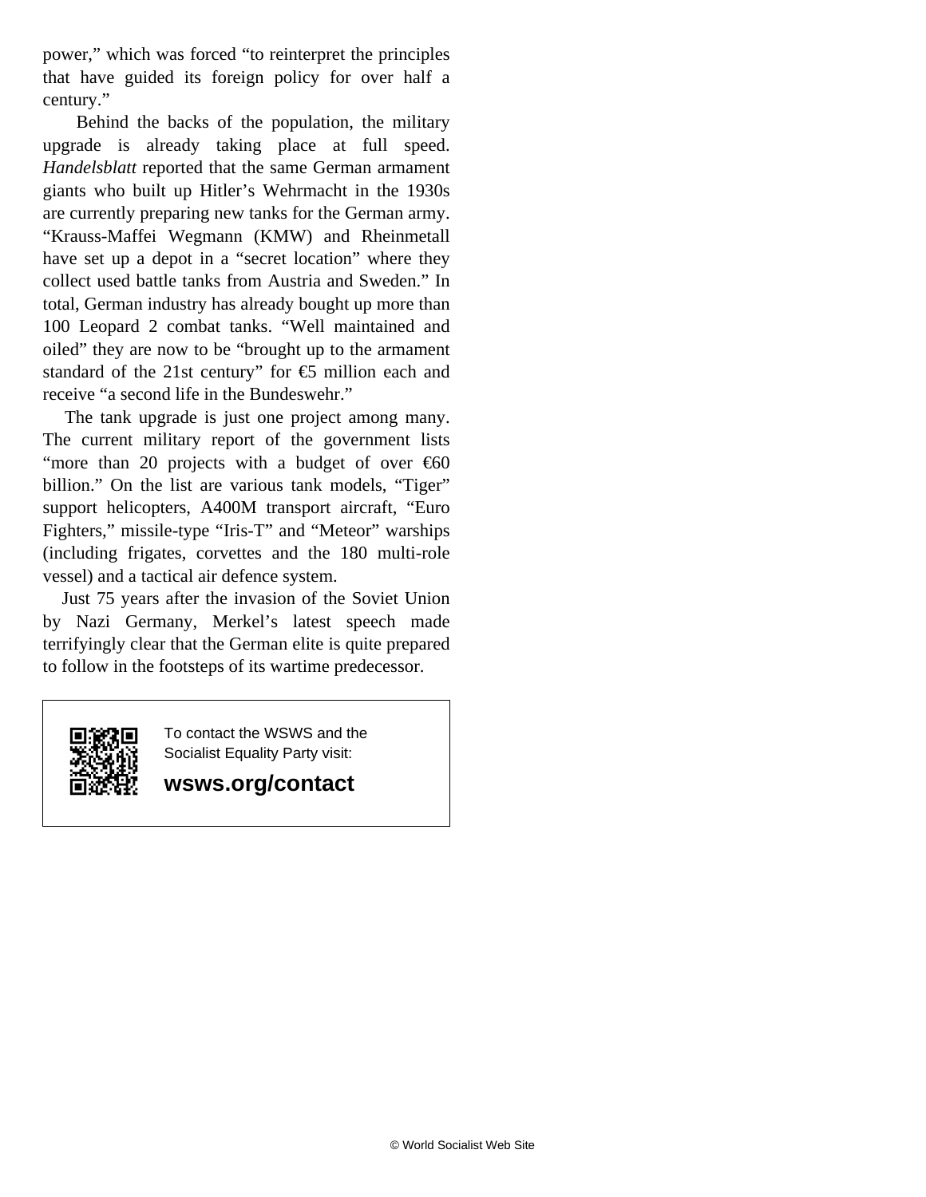power," which was forced "to reinterpret the principles that have guided its foreign policy for over half a century."

Behind the backs of the population, the military upgrade is already taking place at full speed. *Handelsblatt* reported that the same German armament giants who built up Hitler's Wehrmacht in the 1930s are currently preparing new tanks for the German army. "Krauss-Maffei Wegmann (KMW) and Rheinmetall have set up a depot in a "secret location" where they collect used battle tanks from Austria and Sweden." In total, German industry has already bought up more than 100 Leopard 2 combat tanks. "Well maintained and oiled" they are now to be "brought up to the armament standard of the 21st century" for €5 million each and receive "a second life in the Bundeswehr."

The tank upgrade is just one project among many. The current military report of the government lists "more than 20 projects with a budget of over €60 billion." On the list are various tank models, "Tiger" support helicopters, A400M transport aircraft, "Euro Fighters," missile-type "Iris-T" and "Meteor" warships (including frigates, corvettes and the 180 multi-role vessel) and a tactical air defence system.

Just 75 years after the invasion of the Soviet Union by Nazi Germany, Merkel's latest speech made terrifyingly clear that the German elite is quite prepared to follow in the footsteps of its wartime predecessor.

To contact the WSWS and the Socialist Equality Party visit:

**wsws.org/contact**

© World Socialist Web Site